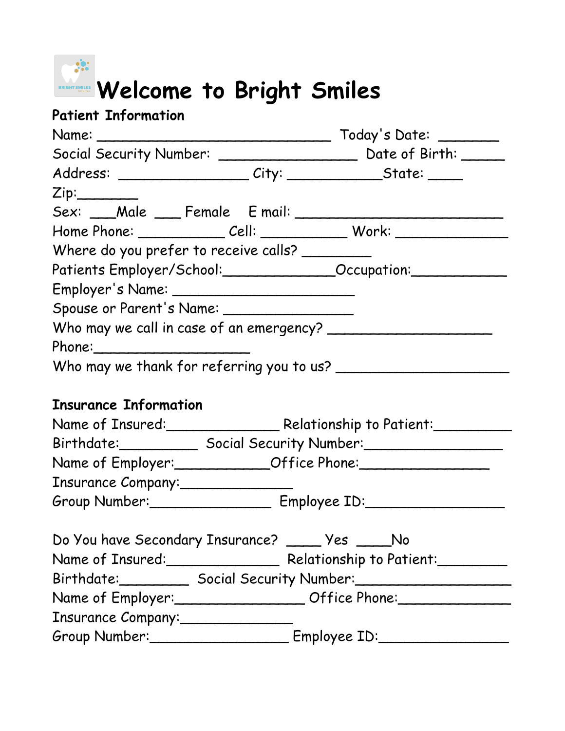# Welcome to Bright Smiles

**Patient Information**

Name: ____________________________ Today's Date: _______

Social Security Number: ________________ Date of Birth: _____

Address: _______________ City: ___________State: ____

Zip:_______

Sex: ___Male ___ Female E mail: _________________________

Home Phone: __________ Cell: __________ Work: _____________

Where do you prefer to receive calls? ________

Patients Employer/School:_____________Occupation:___________

Employer's Name: _____________________

Spouse or Parent's Name: _______________

Who may we call in case of an emergency? ___________________

Phone:__________________

Who may we thank for referring you to us? ____________________

**Insurance Information**

Name of Insured:_____________ Relationship to Patient:_________

Birthdate:_________ Social Security Number:________________

Name of Employer:___________Office Phone:_______________

Insurance Company:_____________

Group Number:______________ Employee ID:________________

Do You have Secondary Insurance? ____ Yes ____No

Name of Insured:_____________ Relationship to Patient:________

Birthdate:________ Social Security Number:__________________

Name of Employer:_______________ Office Phone:_____________

Insurance Company:_____________

Group Number:________________ Employee ID:_______________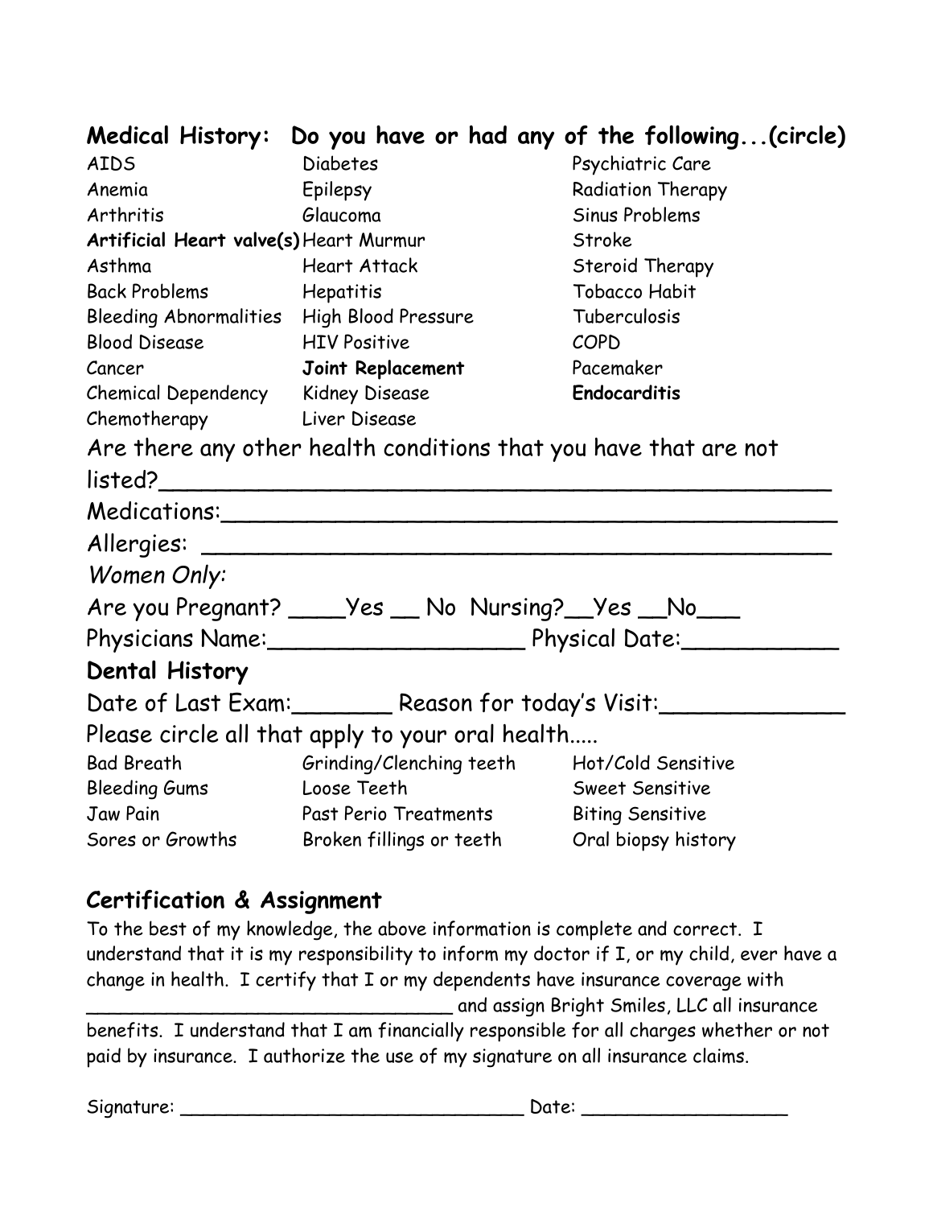## Medical History: Do you have or had any of the following...(circle)

| | | |
|---|---|---|
| AIDS | Diabetes | Psychiatric Care |
| Anemia | Epilepsy | Radiation Therapy |
| Arthritis | Glaucoma | Sinus Problems |
| **Artificial Heart valve(s)** | Heart Murmur | Stroke |
| Asthma | Heart Attack | Steroid Therapy |
| Back Problems | Hepatitis | Tobacco Habit |
| Bleeding Abnormalities | High Blood Pressure | Tuberculosis |
| Blood Disease | HIV Positive | COPD |
| Cancer | **Joint Replacement** | Pacemaker |
| Chemical Dependency | Kidney Disease | **Endocarditis** |
| Chemotherapy | Liver Disease | |

Are there any other health conditions that you have that are not listed?_______________________________________________

Medications:_______________________________________________

Allergies: _______________________________________________

*Women Only:*

Are you Pregnant? ____Yes __ No Nursing?__Yes __No___

Physicians Name:___________________ Physical Date:___________

## Dental History

Date of Last Exam:_______ Reason for today's Visit:_____________

Please circle all that apply to your oral health.....

| | | |
|---|---|---|
| Bad Breath | Grinding/Clenching teeth | Hot/Cold Sensitive |
| Bleeding Gums | Loose Teeth | Sweet Sensitive |
| Jaw Pain | Past Perio Treatments | Biting Sensitive |
| Sores or Growths | Broken fillings or teeth | Oral biopsy history |

## Certification & Assignment

To the best of my knowledge, the above information is complete and correct. I understand that it is my responsibility to inform my doctor if I, or my child, ever have a change in health. I certify that I or my dependents have insurance coverage with _________________________________ and assign Bright Smiles, LLC all insurance benefits. I understand that I am financially responsible for all charges whether or not paid by insurance. I authorize the use of my signature on all insurance claims.

Signature: _______________________________ Date: __________________